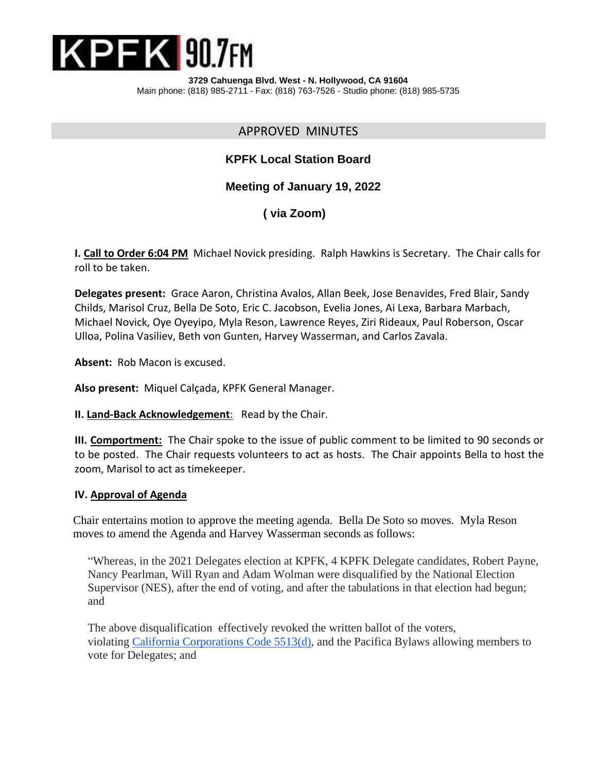# KPFK 90.7FM

**3729 Cahuenga Blvd. West - N. Hollywood, CA 91604**
Main phone: (818) 985-2711 - Fax: (818) 763-7526 - Studio phone: (818) 985-5735

## APPROVED MINUTES

### KPFK Local Station Board

### Meeting of January 19, 2022

### ( via Zoom)

**I. Call to Order 6:04 PM** Michael Novick presiding. Ralph Hawkins is Secretary. The Chair calls for roll to be taken.

**Delegates present:** Grace Aaron, Christina Avalos, Allan Beek, Jose Benavides, Fred Blair, Sandy Childs, Marisol Cruz, Bella De Soto, Eric C. Jacobson, Evelia Jones, Ai Lexa, Barbara Marbach, Michael Novick, Oye Oyeyipo, Myla Reson, Lawrence Reyes, Ziri Rideaux, Paul Roberson, Oscar Ulloa, Polina Vasiliev, Beth von Gunten, Harvey Wasserman, and Carlos Zavala.

**Absent:** Rob Macon is excused.

**Also present:** Miquel Calçada, KPFK General Manager.

**II. Land-Back Acknowledgement**: Read by the Chair.

**III. Comportment:** The Chair spoke to the issue of public comment to be limited to 90 seconds or to be posted. The Chair requests volunteers to act as hosts. The Chair appoints Bella to host the zoom, Marisol to act as timekeeper.

**IV. Approval of Agenda**

Chair entertains motion to approve the meeting agenda. Bella De Soto so moves. Myla Reson moves to amend the Agenda and Harvey Wasserman seconds as follows:

> "Whereas, in the 2021 Delegates election at KPFK, 4 KPFK Delegate candidates, Robert Payne, Nancy Pearlman, Will Ryan and Adam Wolman were disqualified by the National Election Supervisor (NES), after the end of voting, and after the tabulations in that election had begun; and
>
> The above disqualification effectively revoked the written ballot of the voters, violating California Corporations Code 5513(d), and the Pacifica Bylaws allowing members to vote for Delegates; and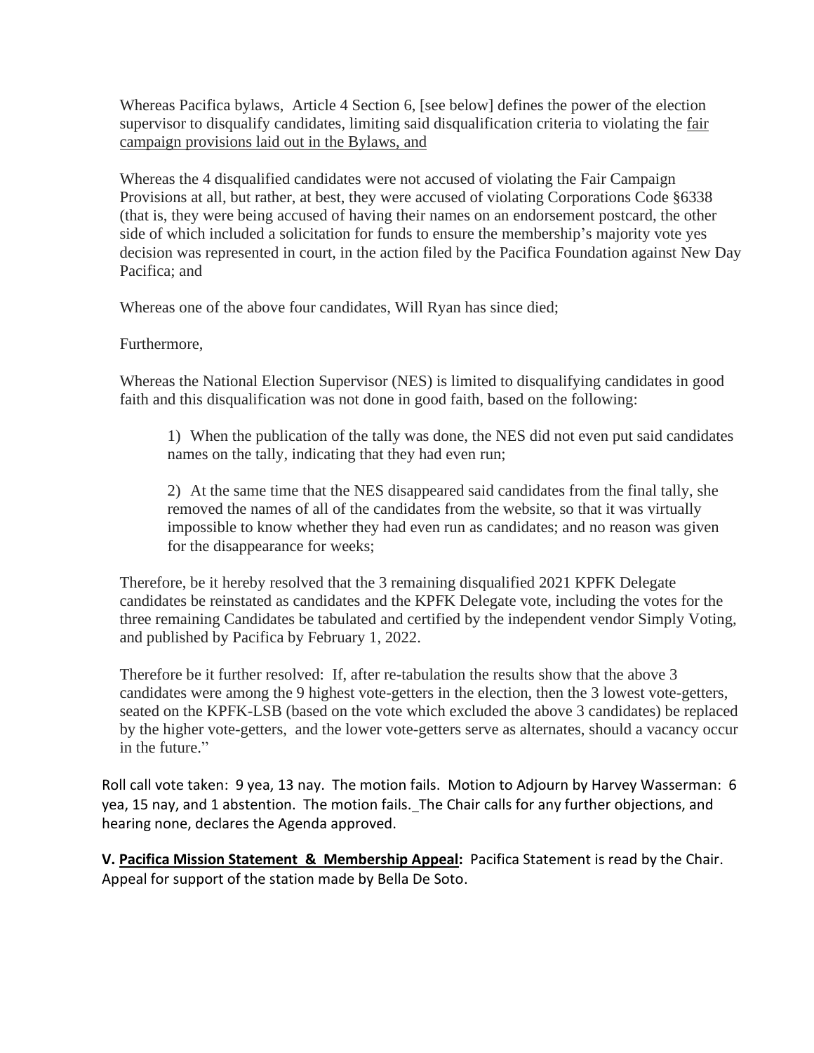Whereas Pacifica bylaws, Article 4 Section 6, [see below] defines the power of the election supervisor to disqualify candidates, limiting said disqualification criteria to violating the <u>fair campaign provisions laid out in the Bylaws, and</u>

Whereas the 4 disqualified candidates were not accused of violating the Fair Campaign Provisions at all, but rather, at best, they were accused of violating Corporations Code §6338 (that is, they were being accused of having their names on an endorsement postcard, the other side of which included a solicitation for funds to ensure the membership's majority vote yes decision was represented in court, in the action filed by the Pacifica Foundation against New Day Pacifica; and

Whereas one of the above four candidates, Will Ryan has since died;

Furthermore,

Whereas the National Election Supervisor (NES) is limited to disqualifying candidates in good faith and this disqualification was not done in good faith, based on the following:

1) When the publication of the tally was done, the NES did not even put said candidates names on the tally, indicating that they had even run;

2) At the same time that the NES disappeared said candidates from the final tally, she removed the names of all of the candidates from the website, so that it was virtually impossible to know whether they had even run as candidates; and no reason was given for the disappearance for weeks;

Therefore, be it hereby resolved that the 3 remaining disqualified 2021 KPFK Delegate candidates be reinstated as candidates and the KPFK Delegate vote, including the votes for the three remaining Candidates be tabulated and certified by the independent vendor Simply Voting, and published by Pacifica by February 1, 2022.

Therefore be it further resolved: If, after re-tabulation the results show that the above 3 candidates were among the 9 highest vote-getters in the election, then the 3 lowest vote-getters, seated on the KPFK-LSB (based on the vote which excluded the above 3 candidates) be replaced by the higher vote-getters, and the lower vote-getters serve as alternates, should a vacancy occur in the future."

Roll call vote taken: 9 yea, 13 nay. The motion fails. Motion to Adjourn by Harvey Wasserman: 6 yea, 15 nay, and 1 abstention. The motion fails. The Chair calls for any further objections, and hearing none, declares the Agenda approved.

**V. <u>Pacifica Mission Statement & Membership Appeal</u>:** Pacifica Statement is read by the Chair. Appeal for support of the station made by Bella De Soto.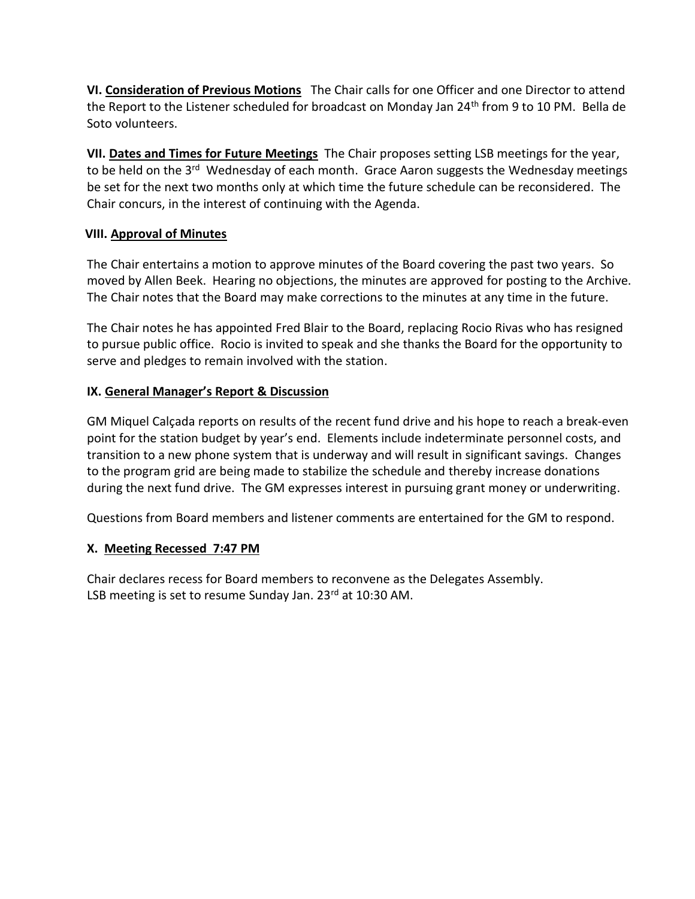**VI. <u>Consideration of Previous Motions</u>** The Chair calls for one Officer and one Director to attend the Report to the Listener scheduled for broadcast on Monday Jan 24th from 9 to 10 PM. Bella de Soto volunteers.

**VII. <u>Dates and Times for Future Meetings</u>** The Chair proposes setting LSB meetings for the year, to be held on the 3rd Wednesday of each month. Grace Aaron suggests the Wednesday meetings be set for the next two months only at which time the future schedule can be reconsidered. The Chair concurs, in the interest of continuing with the Agenda.

**VIII. <u>Approval of Minutes</u>**

The Chair entertains a motion to approve minutes of the Board covering the past two years. So moved by Allen Beek. Hearing no objections, the minutes are approved for posting to the Archive. The Chair notes that the Board may make corrections to the minutes at any time in the future.

The Chair notes he has appointed Fred Blair to the Board, replacing Rocio Rivas who has resigned to pursue public office. Rocio is invited to speak and she thanks the Board for the opportunity to serve and pledges to remain involved with the station.

**IX. <u>General Manager's Report & Discussion</u>**

GM Miquel Calçada reports on results of the recent fund drive and his hope to reach a break-even point for the station budget by year's end. Elements include indeterminate personnel costs, and transition to a new phone system that is underway and will result in significant savings. Changes to the program grid are being made to stabilize the schedule and thereby increase donations during the next fund drive. The GM expresses interest in pursuing grant money or underwriting.

Questions from Board members and listener comments are entertained for the GM to respond.

**X. <u>Meeting Recessed 7:47 PM</u>**

Chair declares recess for Board members to reconvene as the Delegates Assembly.
LSB meeting is set to resume Sunday Jan. 23rd at 10:30 AM.